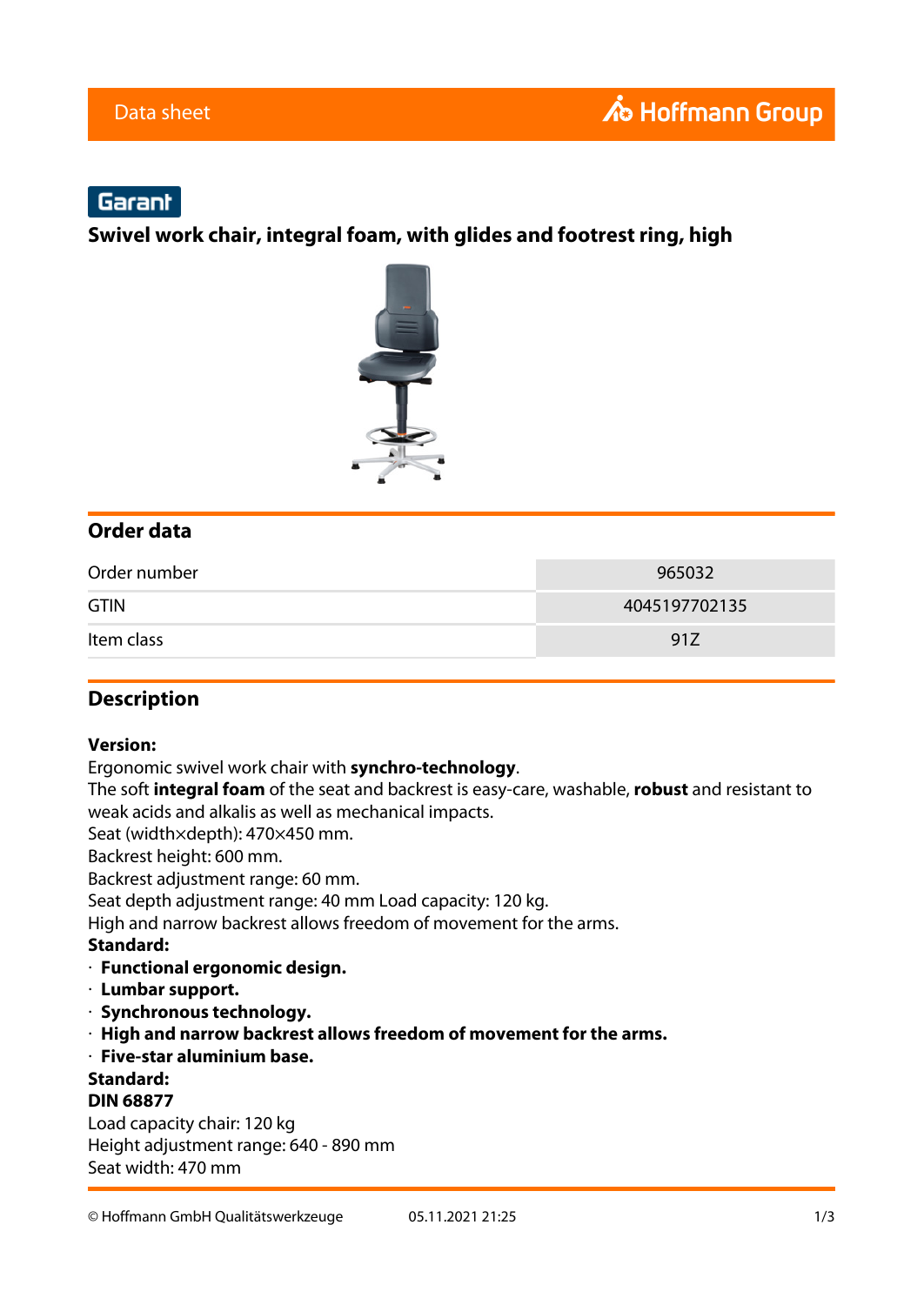Data sheet

Garant

# Swivel work chair, integral foam, with glides and footrest ring, high

## Order data

| | |
|---|---|
| Order number | 965032 |
| GTIN | 4045197702135 |
| Item class | 91Z |

## Description

**Version:**
Ergonomic swivel work chair with **synchro-technology**.
The soft **integral foam** of the seat and backrest is easy-care, washable, **robust** and resistant to weak acids and alkalis as well as mechanical impacts.
Seat (width×depth): 470×450 mm.
Backrest height: 600 mm.
Backrest adjustment range: 60 mm.
Seat depth adjustment range: 40 mm Load capacity: 120 kg.
High and narrow backrest allows freedom of movement for the arms.
**Standard:**
- **Functional ergonomic design.**
- **Lumbar support.**
- **Synchronous technology.**
- **High and narrow backrest allows freedom of movement for the arms.**
- **Five-star aluminium base.**

**Standard:**
**DIN 68877**
Load capacity chair: 120 kg
Height adjustment range: 640 - 890 mm
Seat width: 470 mm

© Hoffmann GmbH Qualitätswerkzeuge 05.11.2021 21:25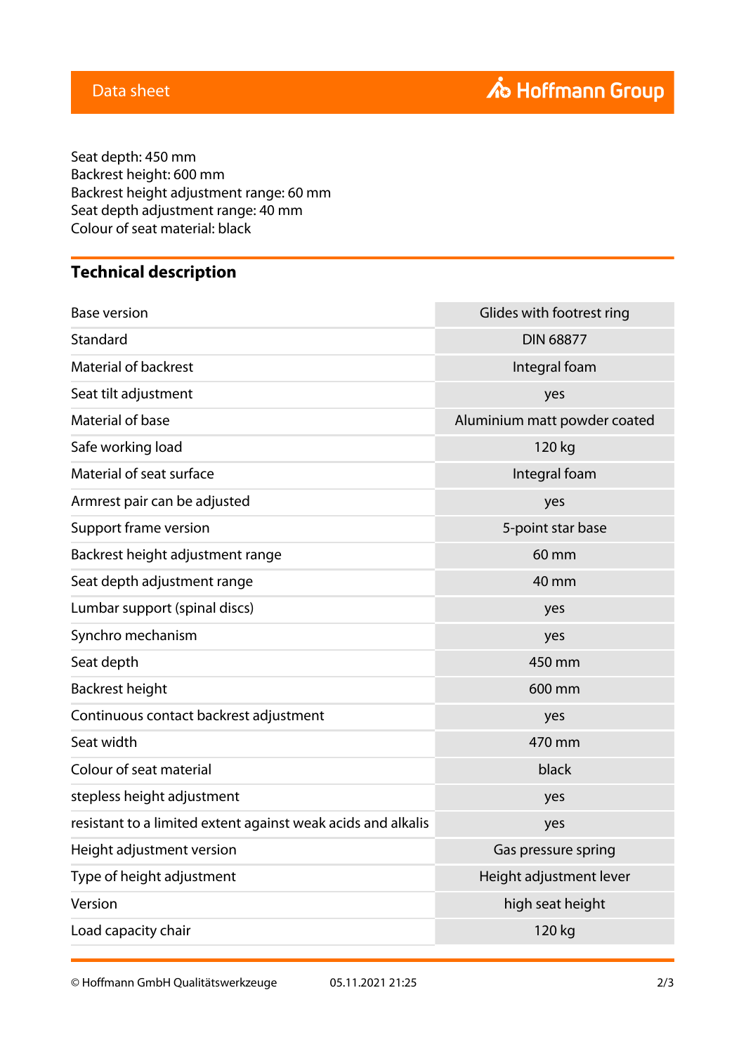Seat depth: 450 mm
Backrest height: 600 mm
Backrest height adjustment range: 60 mm
Seat depth adjustment range: 40 mm
Colour of seat material: black

## Technical description

| | |
|---|---|
| Base version | Glides with footrest ring |
| Standard | DIN 68877 |
| Material of backrest | Integral foam |
| Seat tilt adjustment | yes |
| Material of base | Aluminium matt powder coated |
| Safe working load | 120 kg |
| Material of seat surface | Integral foam |
| Armrest pair can be adjusted | yes |
| Support frame version | 5-point star base |
| Backrest height adjustment range | 60 mm |
| Seat depth adjustment range | 40 mm |
| Lumbar support (spinal discs) | yes |
| Synchro mechanism | yes |
| Seat depth | 450 mm |
| Backrest height | 600 mm |
| Continuous contact backrest adjustment | yes |
| Seat width | 470 mm |
| Colour of seat material | black |
| stepless height adjustment | yes |
| resistant to a limited extent against weak acids and alkalis | yes |
| Height adjustment version | Gas pressure spring |
| Type of height adjustment | Height adjustment lever |
| Version | high seat height |
| Load capacity chair | 120 kg |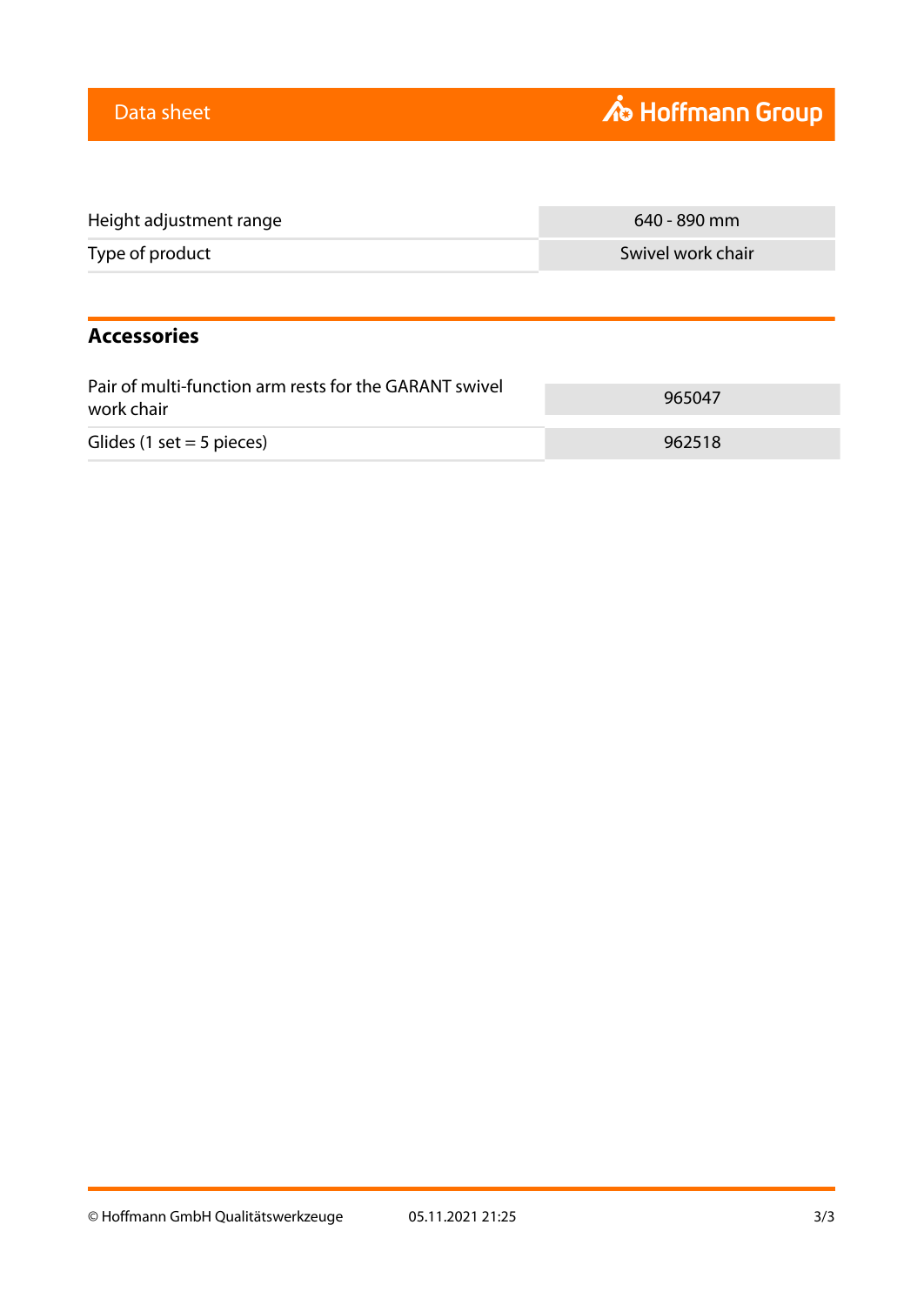| | |
|---|---|
| Height adjustment range | 640 - 890 mm |
| Type of product | Swivel work chair |

## Accessories

| | |
|---|---|
| Pair of multi-function arm rests for the GARANT swivel work chair | 965047 |
| Glides (1 set = 5 pieces) | 962518 |